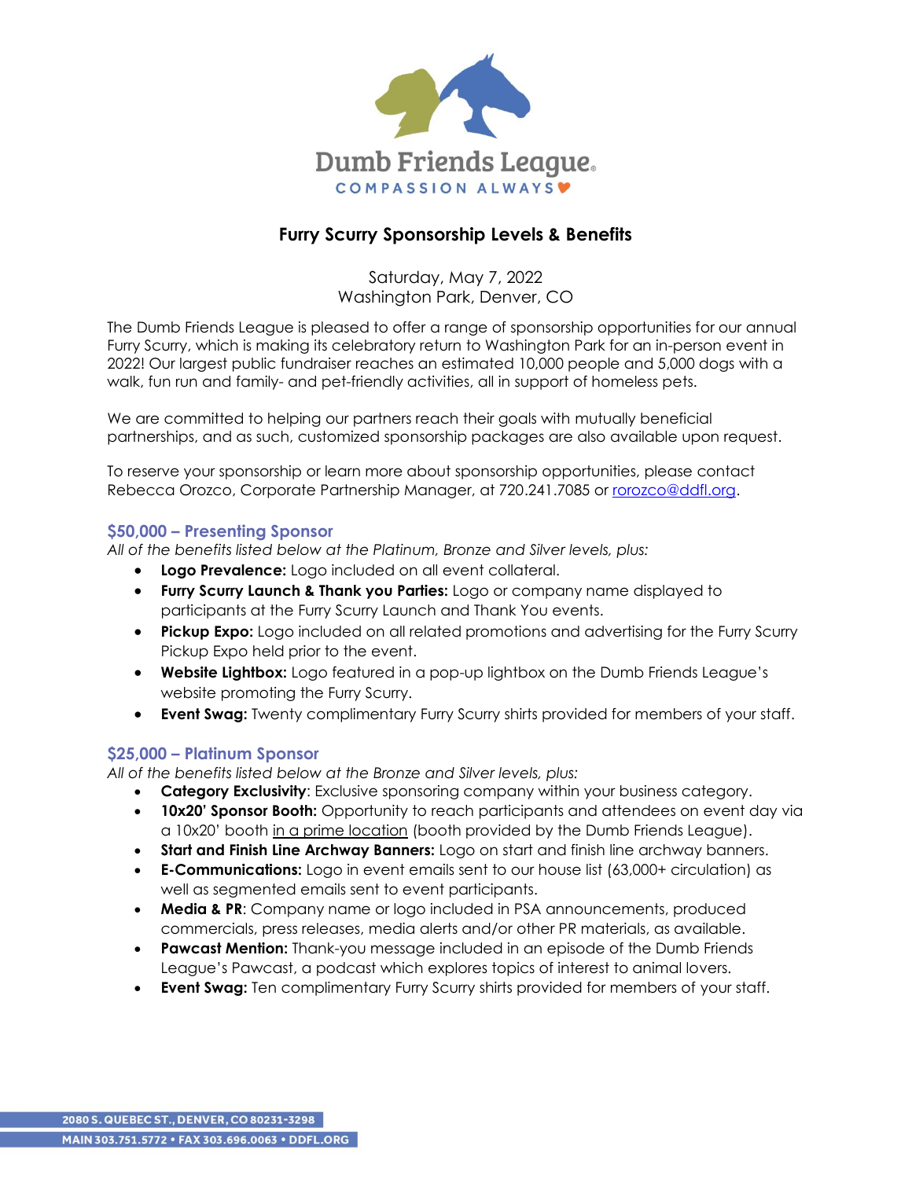Dumb Friends League

COMPASSION ALWAYS

# Furry Scurry Sponsorship Levels & Benefits

Saturday, May 7, 2022
Washington Park, Denver, CO

The Dumb Friends League is pleased to offer a range of sponsorship opportunities for our annual Furry Scurry, which is making its celebratory return to Washington Park for an in-person event in 2022! Our largest public fundraiser reaches an estimated 10,000 people and 5,000 dogs with a walk, fun run and family- and pet-friendly activities, all in support of homeless pets.

We are committed to helping our partners reach their goals with mutually beneficial partnerships, and as such, customized sponsorship packages are also available upon request.

To reserve your sponsorship or learn more about sponsorship opportunities, please contact Rebecca Orozco, Corporate Partnership Manager, at 720.241.7085 or rorozco@ddfl.org.

## $50,000 – Presenting Sponsor

*All of the benefits listed below at the Platinum, Bronze and Silver levels, plus:*

- **Logo Prevalence:** Logo included on all event collateral.
- **Furry Scurry Launch & Thank you Parties:** Logo or company name displayed to participants at the Furry Scurry Launch and Thank You events.
- **Pickup Expo:** Logo included on all related promotions and advertising for the Furry Scurry Pickup Expo held prior to the event.
- **Website Lightbox:** Logo featured in a pop-up lightbox on the Dumb Friends League's website promoting the Furry Scurry.
- **Event Swag:** Twenty complimentary Furry Scurry shirts provided for members of your staff.

## $25,000 – Platinum Sponsor

*All of the benefits listed below at the Bronze and Silver levels, plus:*

- **Category Exclusivity**: Exclusive sponsoring company within your business category.
- **10x20' Sponsor Booth:** Opportunity to reach participants and attendees on event day via a 10x20' booth in a prime location (booth provided by the Dumb Friends League).
- **Start and Finish Line Archway Banners:** Logo on start and finish line archway banners.
- **E-Communications:** Logo in event emails sent to our house list (63,000+ circulation) as well as segmented emails sent to event participants.
- **Media & PR**: Company name or logo included in PSA announcements, produced commercials, press releases, media alerts and/or other PR materials, as available.
- **Pawcast Mention:** Thank-you message included in an episode of the Dumb Friends League's Pawcast, a podcast which explores topics of interest to animal lovers.
- **Event Swag:** Ten complimentary Furry Scurry shirts provided for members of your staff.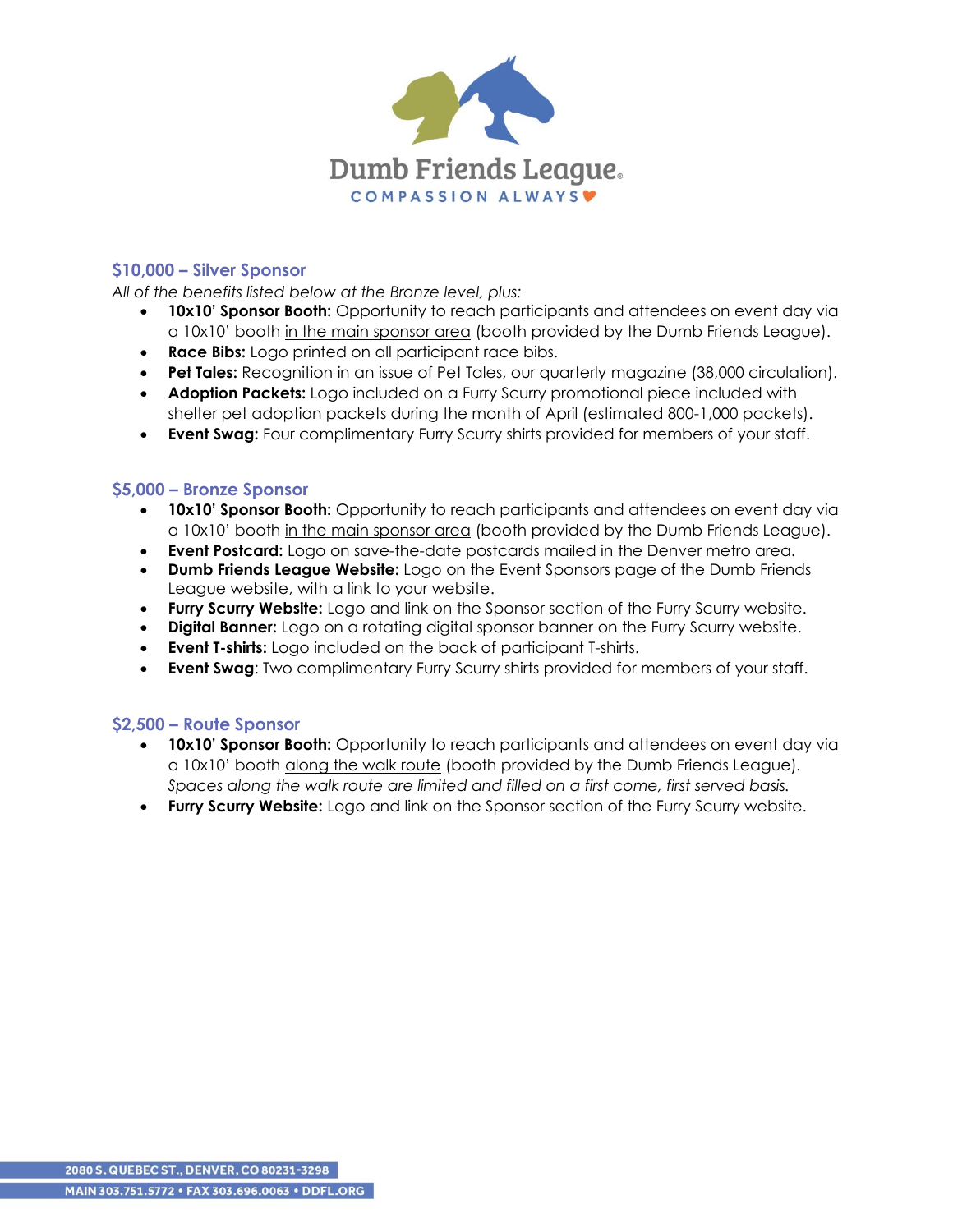Dumb Friends League®

COMPASSION ALWAYS

### $10,000 – Silver Sponsor

*All of the benefits listed below at the Bronze level, plus:*

- **10x10' Sponsor Booth:** Opportunity to reach participants and attendees on event day via a 10x10' booth <u>in the main sponsor area</u> (booth provided by the Dumb Friends League).
- **Race Bibs:** Logo printed on all participant race bibs.
- **Pet Tales:** Recognition in an issue of Pet Tales, our quarterly magazine (38,000 circulation).
- **Adoption Packets:** Logo included on a Furry Scurry promotional piece included with shelter pet adoption packets during the month of April (estimated 800-1,000 packets).
- **Event Swag:** Four complimentary Furry Scurry shirts provided for members of your staff.

### $5,000 – Bronze Sponsor

- **10x10' Sponsor Booth:** Opportunity to reach participants and attendees on event day via a 10x10' booth <u>in the main sponsor area</u> (booth provided by the Dumb Friends League).
- **Event Postcard:** Logo on save-the-date postcards mailed in the Denver metro area.
- **Dumb Friends League Website:** Logo on the Event Sponsors page of the Dumb Friends League website, with a link to your website.
- **Furry Scurry Website:** Logo and link on the Sponsor section of the Furry Scurry website.
- **Digital Banner:** Logo on a rotating digital sponsor banner on the Furry Scurry website.
- **Event T-shirts:** Logo included on the back of participant T-shirts.
- **Event Swag**: Two complimentary Furry Scurry shirts provided for members of your staff.

### $2,500 – Route Sponsor

- **10x10' Sponsor Booth:** Opportunity to reach participants and attendees on event day via a 10x10' booth <u>along the walk route</u> (booth provided by the Dumb Friends League). *Spaces along the walk route are limited and filled on a first come, first served basis.*
- **Furry Scurry Website:** Logo and link on the Sponsor section of the Furry Scurry website.

2080 S. QUEBEC ST., DENVER, CO 80231-3298

MAIN 303.751.5772 • FAX 303.696.0063 • DDFL.ORG